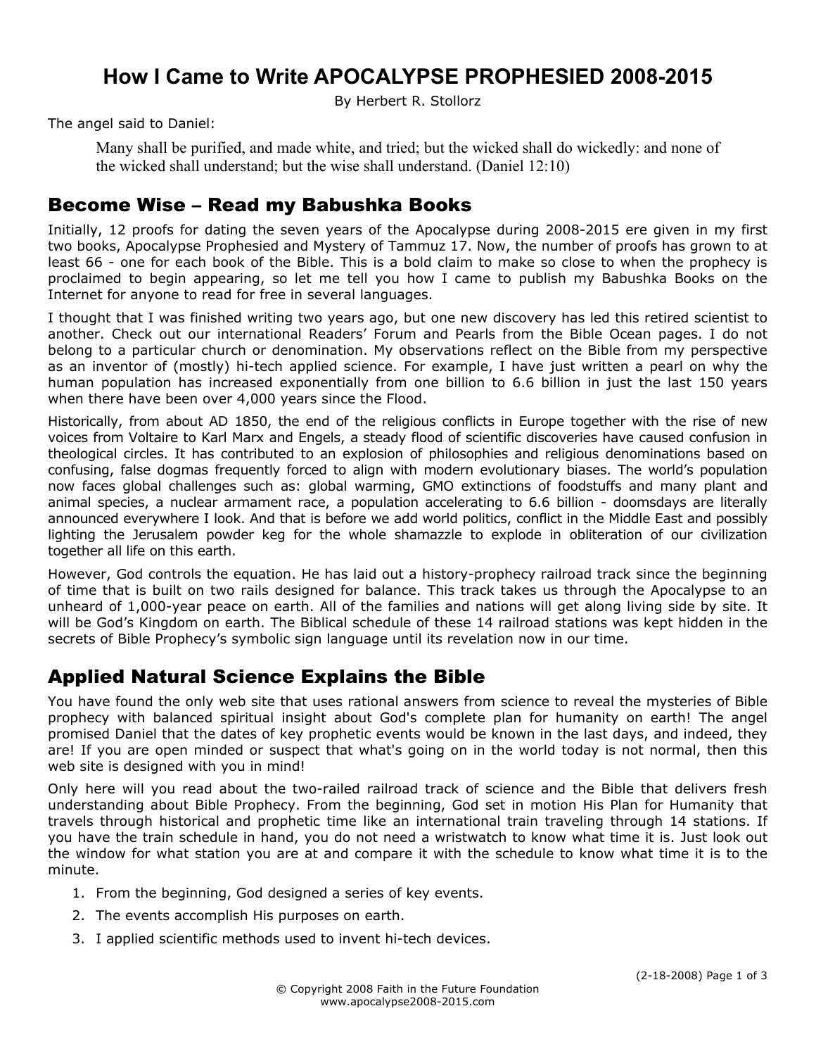# How I Came to Write APOCALYPSE PROPHESIED 2008-2015

By Herbert R. Stollorz

The angel said to Daniel:

> Many shall be purified, and made white, and tried; but the wicked shall do wickedly: and none of the wicked shall understand; but the wise shall understand. (Daniel 12:10)

## Become Wise – Read my Babushka Books

Initially, 12 proofs for dating the seven years of the Apocalypse during 2008-2015 ere given in my first two books, Apocalypse Prophesied and Mystery of Tammuz 17. Now, the number of proofs has grown to at least 66 - one for each book of the Bible. This is a bold claim to make so close to when the prophecy is proclaimed to begin appearing, so let me tell you how I came to publish my Babushka Books on the Internet for anyone to read for free in several languages.

I thought that I was finished writing two years ago, but one new discovery has led this retired scientist to another. Check out our international Readers' Forum and Pearls from the Bible Ocean pages. I do not belong to a particular church or denomination. My observations reflect on the Bible from my perspective as an inventor of (mostly) hi-tech applied science. For example, I have just written a pearl on why the human population has increased exponentially from one billion to 6.6 billion in just the last 150 years when there have been over 4,000 years since the Flood.

Historically, from about AD 1850, the end of the religious conflicts in Europe together with the rise of new voices from Voltaire to Karl Marx and Engels, a steady flood of scientific discoveries have caused confusion in theological circles. It has contributed to an explosion of philosophies and religious denominations based on confusing, false dogmas frequently forced to align with modern evolutionary biases. The world's population now faces global challenges such as: global warming, GMO extinctions of foodstuffs and many plant and animal species, a nuclear armament race, a population accelerating to 6.6 billion - doomsdays are literally announced everywhere I look. And that is before we add world politics, conflict in the Middle East and possibly lighting the Jerusalem powder keg for the whole shamazzle to explode in obliteration of our civilization together all life on this earth.

However, God controls the equation. He has laid out a history-prophecy railroad track since the beginning of time that is built on two rails designed for balance. This track takes us through the Apocalypse to an unheard of 1,000-year peace on earth. All of the families and nations will get along living side by site. It will be God's Kingdom on earth. The Biblical schedule of these 14 railroad stations was kept hidden in the secrets of Bible Prophecy's symbolic sign language until its revelation now in our time.

## Applied Natural Science Explains the Bible

You have found the only web site that uses rational answers from science to reveal the mysteries of Bible prophecy with balanced spiritual insight about God's complete plan for humanity on earth! The angel promised Daniel that the dates of key prophetic events would be known in the last days, and indeed, they are! If you are open minded or suspect that what's going on in the world today is not normal, then this web site is designed with you in mind!

Only here will you read about the two-railed railroad track of science and the Bible that delivers fresh understanding about Bible Prophecy. From the beginning, God set in motion His Plan for Humanity that travels through historical and prophetic time like an international train traveling through 14 stations. If you have the train schedule in hand, you do not need a wristwatch to know what time it is. Just look out the window for what station you are at and compare it with the schedule to know what time it is to the minute.

1. From the beginning, God designed a series of key events.
2. The events accomplish His purposes on earth.
3. I applied scientific methods used to invent hi-tech devices.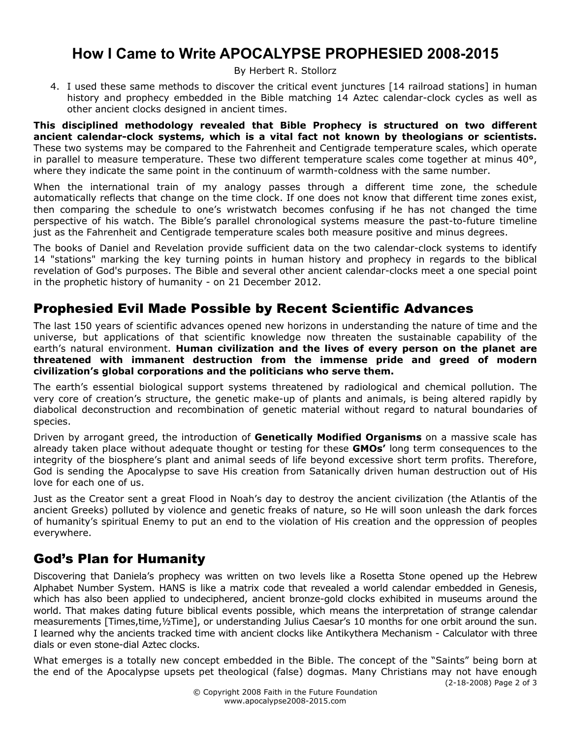4. I used these same methods to discover the critical event junctures [14 railroad stations] in human history and prophecy embedded in the Bible matching 14 Aztec calendar-clock cycles as well as other ancient clocks designed in ancient times.

**This disciplined methodology revealed that Bible Prophecy is structured on two different ancient calendar-clock systems, which is a vital fact not known by theologians or scientists.** These two systems may be compared to the Fahrenheit and Centigrade temperature scales, which operate in parallel to measure temperature. These two different temperature scales come together at minus 40°, where they indicate the same point in the continuum of warmth-coldness with the same number.

When the international train of my analogy passes through a different time zone, the schedule automatically reflects that change on the time clock. If one does not know that different time zones exist, then comparing the schedule to one's wristwatch becomes confusing if he has not changed the time perspective of his watch. The Bible's parallel chronological systems measure the past-to-future timeline just as the Fahrenheit and Centigrade temperature scales both measure positive and minus degrees.

The books of Daniel and Revelation provide sufficient data on the two calendar-clock systems to identify 14 "stations" marking the key turning points in human history and prophecy in regards to the biblical revelation of God's purposes. The Bible and several other ancient calendar-clocks meet a one special point in the prophetic history of humanity - on 21 December 2012.

## Prophesied Evil Made Possible by Recent Scientific Advances

The last 150 years of scientific advances opened new horizons in understanding the nature of time and the universe, but applications of that scientific knowledge now threaten the sustainable capability of the earth's natural environment. **Human civilization and the lives of every person on the planet are threatened with immanent destruction from the immense pride and greed of modern civilization's global corporations and the politicians who serve them.**

The earth's essential biological support systems threatened by radiological and chemical pollution. The very core of creation's structure, the genetic make-up of plants and animals, is being altered rapidly by diabolical deconstruction and recombination of genetic material without regard to natural boundaries of species.

Driven by arrogant greed, the introduction of **Genetically Modified Organisms** on a massive scale has already taken place without adequate thought or testing for these **GMOs'** long term consequences to the integrity of the biosphere's plant and animal seeds of life beyond excessive short term profits. Therefore, God is sending the Apocalypse to save His creation from Satanically driven human destruction out of His love for each one of us.

Just as the Creator sent a great Flood in Noah's day to destroy the ancient civilization (the Atlantis of the ancient Greeks) polluted by violence and genetic freaks of nature, so He will soon unleash the dark forces of humanity's spiritual Enemy to put an end to the violation of His creation and the oppression of peoples everywhere.

## God's Plan for Humanity

Discovering that Daniela's prophecy was written on two levels like a Rosetta Stone opened up the Hebrew Alphabet Number System. HANS is like a matrix code that revealed a world calendar embedded in Genesis, which has also been applied to undeciphered, ancient bronze-gold clocks exhibited in museums around the world. That makes dating future biblical events possible, which means the interpretation of strange calendar measurements [Times,time,½Time], or understanding Julius Caesar's 10 months for one orbit around the sun. I learned why the ancients tracked time with ancient clocks like Antikythera Mechanism - Calculator with three dials or even stone-dial Aztec clocks.

What emerges is a totally new concept embedded in the Bible. The concept of the "Saints" being born at the end of the Apocalypse upsets pet theological (false) dogmas. Many Christians may not have enough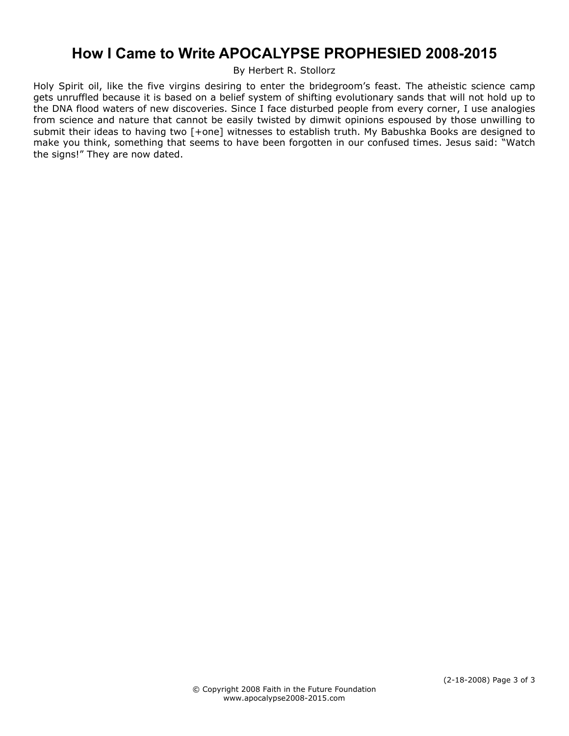Holy Spirit oil, like the five virgins desiring to enter the bridegroom's feast. The atheistic science camp gets unruffled because it is based on a belief system of shifting evolutionary sands that will not hold up to the DNA flood waters of new discoveries. Since I face disturbed people from every corner, I use analogies from science and nature that cannot be easily twisted by dimwit opinions espoused by those unwilling to submit their ideas to having two [+one] witnesses to establish truth. My Babushka Books are designed to make you think, something that seems to have been forgotten in our confused times. Jesus said: "Watch the signs!" They are now dated.